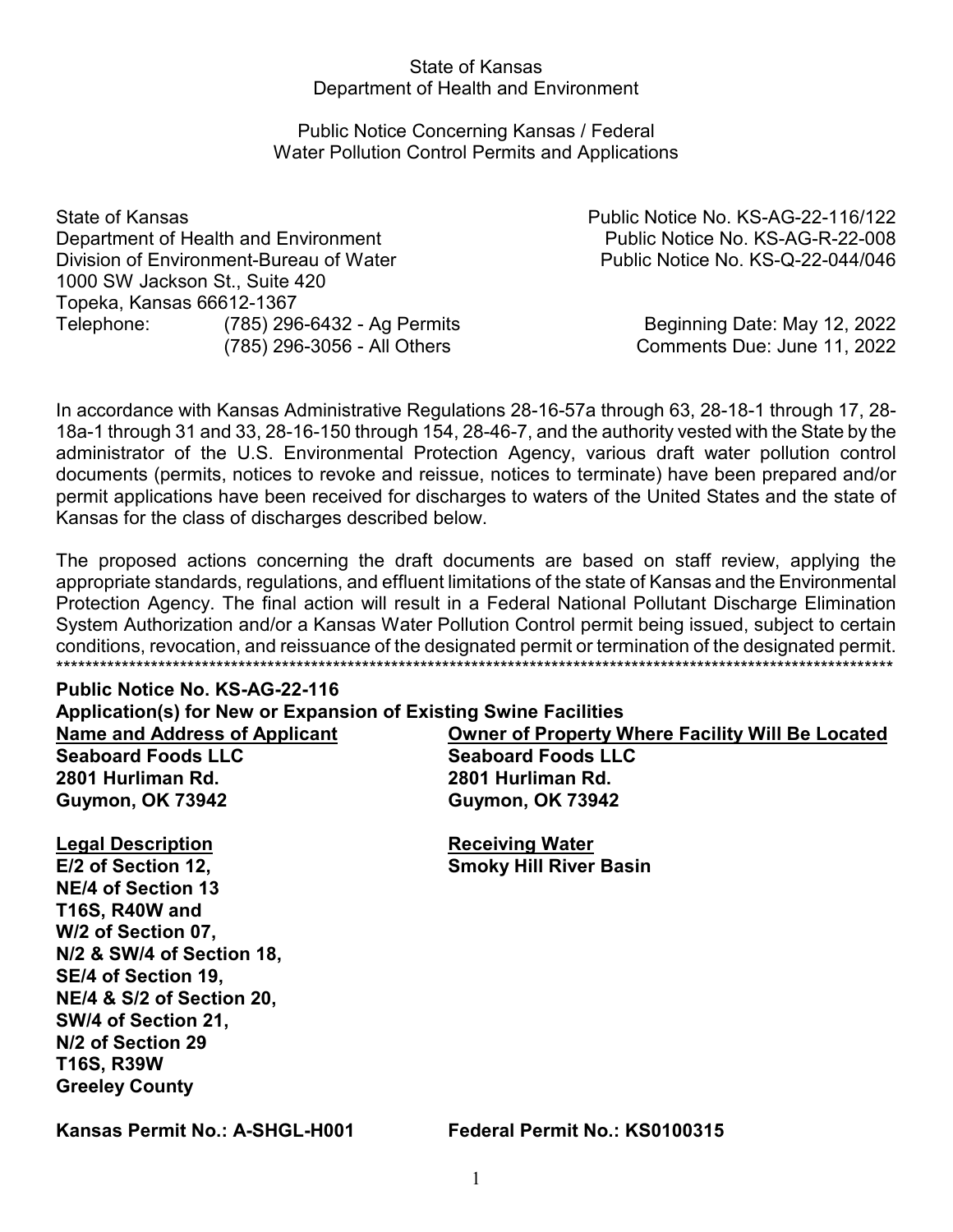State of Kansas
Department of Health and Environment

Public Notice Concerning Kansas / Federal
Water Pollution Control Permits and Applications

State of Kansas
Department of Health and Environment
Division of Environment-Bureau of Water
1000 SW Jackson St., Suite 420
Topeka, Kansas 66612-1367
Telephone: (785) 296-6432 - Ag Permits
(785) 296-3056 - All Others

Public Notice No. KS-AG-22-116/122
Public Notice No. KS-AG-R-22-008
Public Notice No. KS-Q-22-044/046

Beginning Date: May 12, 2022
Comments Due: June 11, 2022

In accordance with Kansas Administrative Regulations 28-16-57a through 63, 28-18-1 through 17, 28-18a-1 through 31 and 33, 28-16-150 through 154, 28-46-7, and the authority vested with the State by the administrator of the U.S. Environmental Protection Agency, various draft water pollution control documents (permits, notices to revoke and reissue, notices to terminate) have been prepared and/or permit applications have been received for discharges to waters of the United States and the state of Kansas for the class of discharges described below.

The proposed actions concerning the draft documents are based on staff review, applying the appropriate standards, regulations, and effluent limitations of the state of Kansas and the Environmental Protection Agency. The final action will result in a Federal National Pollutant Discharge Elimination System Authorization and/or a Kansas Water Pollution Control permit being issued, subject to certain conditions, revocation, and reissuance of the designated permit or termination of the designated permit.

**************************************************************************************************************************

**Public Notice No. KS-AG-22-116**
**Application(s) for New or Expansion of Existing Swine Facilities**

| **Name and Address of Applicant** | **Owner of Property Where Facility Will Be Located** |
|---|---|
| **Seaboard Foods LLC**<br>**2801 Hurliman Rd.**<br>**Guymon, OK 73942** | **Seaboard Foods LLC**<br>**2801 Hurliman Rd.**<br>**Guymon, OK 73942** |

| **Legal Description** | **Receiving Water** |
|---|---|
| **E/2 of Section 12,**<br>**NE/4 of Section 13**<br>**T16S, R40W and**<br>**W/2 of Section 07,**<br>**N/2 & SW/4 of Section 18,**<br>**SE/4 of Section 19,**<br>**NE/4 & S/2 of Section 20,**<br>**SW/4 of Section 21,**<br>**N/2 of Section 29**<br>**T16S, R39W**<br>**Greeley County** | **Smoky Hill River Basin** |

**Kansas Permit No.: A-SHGL-H001** **Federal Permit No.: KS0100315**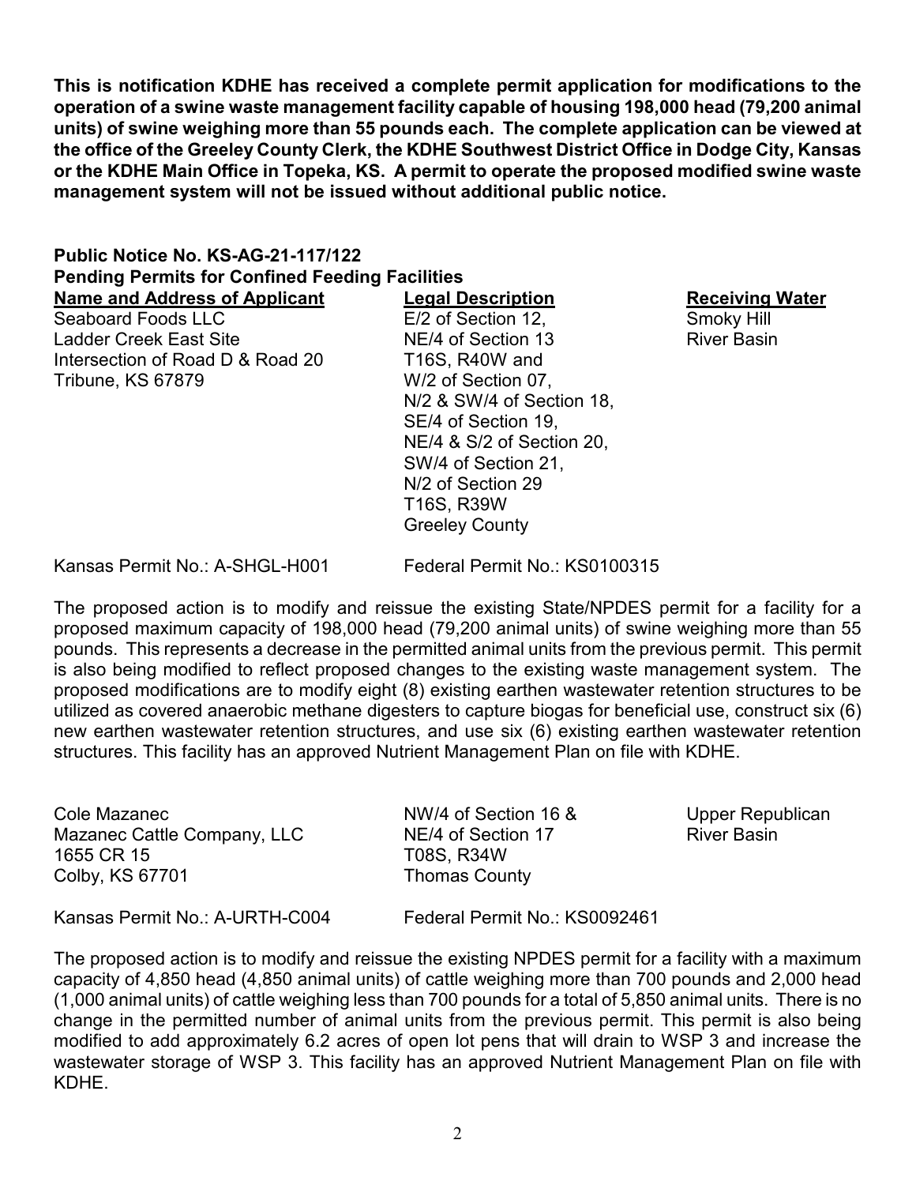**This is notification KDHE has received a complete permit application for modifications to the operation of a swine waste management facility capable of housing 198,000 head (79,200 animal units) of swine weighing more than 55 pounds each. The complete application can be viewed at the office of the Greeley County Clerk, the KDHE Southwest District Office in Dodge City, Kansas or the KDHE Main Office in Topeka, KS. A permit to operate the proposed modified swine waste management system will not be issued without additional public notice.**

**Public Notice No. KS-AG-21-117/122**
**Pending Permits for Confined Feeding Facilities**

| Name and Address of Applicant | Legal Description | Receiving Water |
|---|---|---|
| Seaboard Foods LLC<br>Ladder Creek East Site<br>Intersection of Road D & Road 20<br>Tribune, KS 67879 | E/2 of Section 12,<br>NE/4 of Section 13<br>T16S, R40W and<br>W/2 of Section 07,<br>N/2 & SW/4 of Section 18,<br>SE/4 of Section 19,<br>NE/4 & S/2 of Section 20,<br>SW/4 of Section 21,<br>N/2 of Section 29<br>T16S, R39W<br>Greeley County | Smoky Hill<br>River Basin |

Kansas Permit No.: A-SHGL-H001    Federal Permit No.: KS0100315

The proposed action is to modify and reissue the existing State/NPDES permit for a facility for a proposed maximum capacity of 198,000 head (79,200 animal units) of swine weighing more than 55 pounds. This represents a decrease in the permitted animal units from the previous permit. This permit is also being modified to reflect proposed changes to the existing waste management system. The proposed modifications are to modify eight (8) existing earthen wastewater retention structures to be utilized as covered anaerobic methane digesters to capture biogas for beneficial use, construct six (6) new earthen wastewater retention structures, and use six (6) existing earthen wastewater retention structures. This facility has an approved Nutrient Management Plan on file with KDHE.

| Name and Address of Applicant | Legal Description | Receiving Water |
|---|---|---|
| Cole Mazanec<br>Mazanec Cattle Company, LLC<br>1655 CR 15<br>Colby, KS 67701 | NW/4 of Section 16 &<br>NE/4 of Section 17<br>T08S, R34W<br>Thomas County | Upper Republican<br>River Basin |

Kansas Permit No.: A-URTH-C004    Federal Permit No.: KS0092461

The proposed action is to modify and reissue the existing NPDES permit for a facility with a maximum capacity of 4,850 head (4,850 animal units) of cattle weighing more than 700 pounds and 2,000 head (1,000 animal units) of cattle weighing less than 700 pounds for a total of 5,850 animal units. There is no change in the permitted number of animal units from the previous permit. This permit is also being modified to add approximately 6.2 acres of open lot pens that will drain to WSP 3 and increase the wastewater storage of WSP 3. This facility has an approved Nutrient Management Plan on file with KDHE.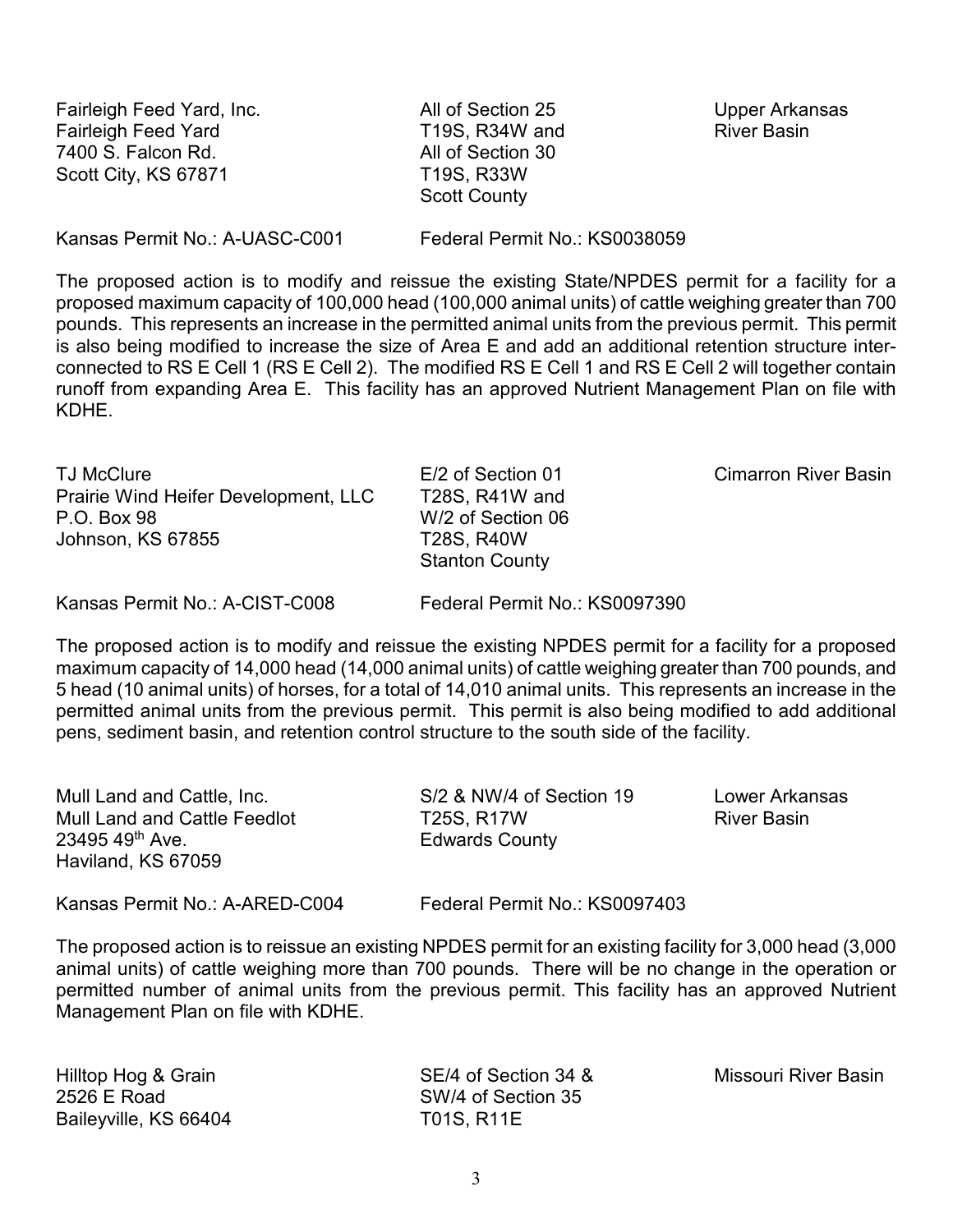| | | |
|---|---|---|
| Fairleigh Feed Yard, Inc.<br>Fairleigh Feed Yard<br>7400 S. Falcon Rd.<br>Scott City, KS 67871 | All of Section 25<br>T19S, R34W and<br>All of Section 30<br>T19S, R33W<br>Scott County | Upper Arkansas<br>River Basin |

Kansas Permit No.: A-UASC-C001    Federal Permit No.: KS0038059

The proposed action is to modify and reissue the existing State/NPDES permit for a facility for a proposed maximum capacity of 100,000 head (100,000 animal units) of cattle weighing greater than 700 pounds. This represents an increase in the permitted animal units from the previous permit. This permit is also being modified to increase the size of Area E and add an additional retention structure inter-connected to RS E Cell 1 (RS E Cell 2). The modified RS E Cell 1 and RS E Cell 2 will together contain runoff from expanding Area E. This facility has an approved Nutrient Management Plan on file with KDHE.

| | | |
|---|---|---|
| TJ McClure<br>Prairie Wind Heifer Development, LLC<br>P.O. Box 98<br>Johnson, KS 67855 | E/2 of Section 01<br>T28S, R41W and<br>W/2 of Section 06<br>T28S, R40W<br>Stanton County | Cimarron River Basin |

Kansas Permit No.: A-CIST-C008    Federal Permit No.: KS0097390

The proposed action is to modify and reissue the existing NPDES permit for a facility for a proposed maximum capacity of 14,000 head (14,000 animal units) of cattle weighing greater than 700 pounds, and 5 head (10 animal units) of horses, for a total of 14,010 animal units. This represents an increase in the permitted animal units from the previous permit. This permit is also being modified to add additional pens, sediment basin, and retention control structure to the south side of the facility.

| | | |
|---|---|---|
| Mull Land and Cattle, Inc.<br>Mull Land and Cattle Feedlot<br>23495 49th Ave.<br>Haviland, KS 67059 | S/2 & NW/4 of Section 19<br>T25S, R17W<br>Edwards County | Lower Arkansas<br>River Basin |

Kansas Permit No.: A-ARED-C004    Federal Permit No.: KS0097403

The proposed action is to reissue an existing NPDES permit for an existing facility for 3,000 head (3,000 animal units) of cattle weighing more than 700 pounds. There will be no change in the operation or permitted number of animal units from the previous permit. This facility has an approved Nutrient Management Plan on file with KDHE.

| | | |
|---|---|---|
| Hilltop Hog & Grain<br>2526 E Road<br>Baileyville, KS 66404 | SE/4 of Section 34 &<br>SW/4 of Section 35<br>T01S, R11E | Missouri River Basin |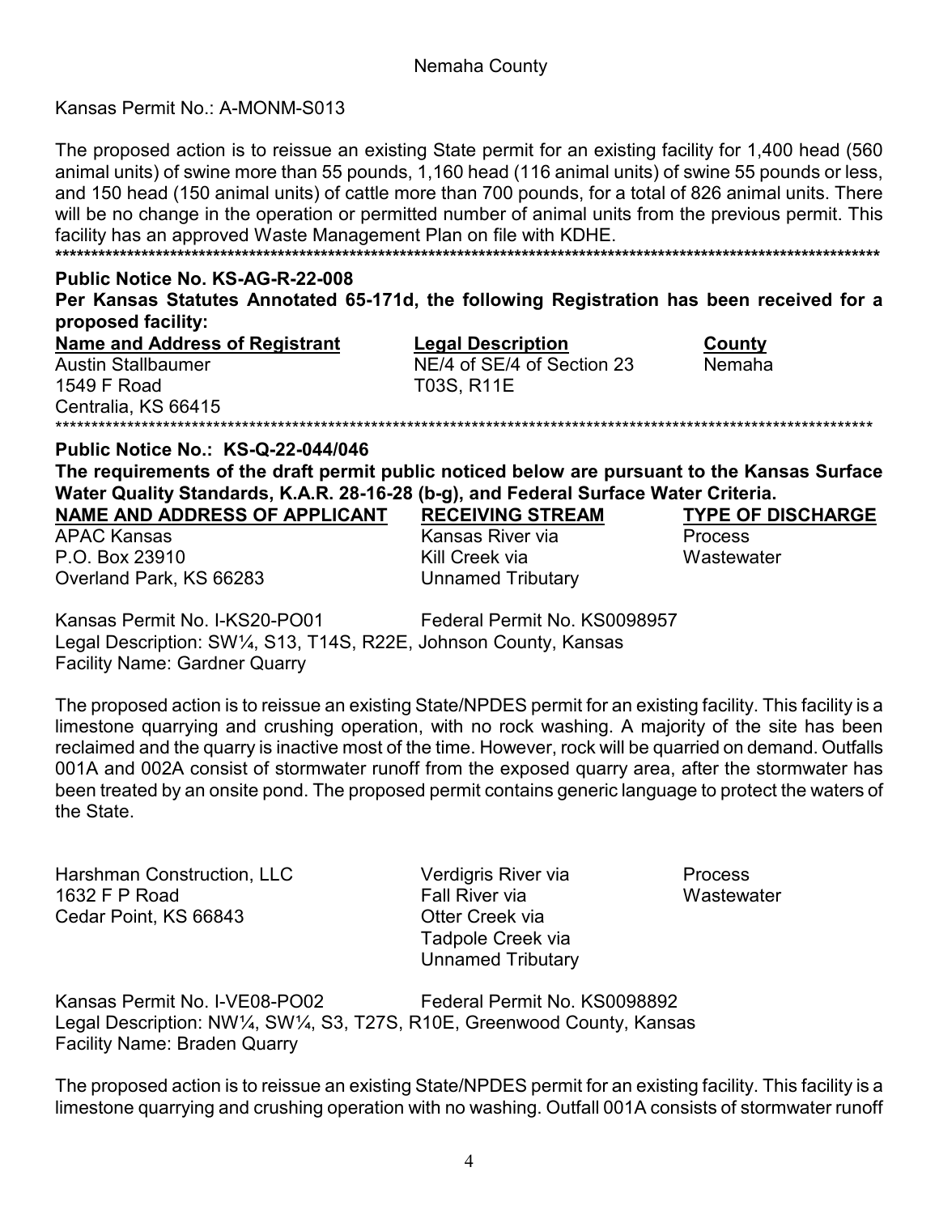Nemaha County

Kansas Permit No.: A-MONM-S013

The proposed action is to reissue an existing State permit for an existing facility for 1,400 head (560 animal units) of swine more than 55 pounds, 1,160 head (116 animal units) of swine 55 pounds or less, and 150 head (150 animal units) of cattle more than 700 pounds, for a total of 826 animal units. There will be no change in the operation or permitted number of animal units from the previous permit. This facility has an approved Waste Management Plan on file with KDHE.

\*\*\*\*\*\*\*\*\*\*\*\*\*\*\*\*\*\*\*\*\*\*\*\*\*\*\*\*\*\*\*\*\*\*\*\*\*\*\*\*\*\*\*\*\*\*\*\*\*\*\*\*\*\*\*\*\*\*\*\*\*\*\*\*\*\*\*\*\*\*\*\*\*\*\*\*\*\*\*\*

**Public Notice No. KS-AG-R-22-008**

**Per Kansas Statutes Annotated 65-171d, the following Registration has been received for a proposed facility:**

| **Name and Address of Registrant** | **Legal Description** | **County** |
|---|---|---|
| Austin Stallbaumer<br>1549 F Road<br>Centralia, KS 66415 | NE/4 of SE/4 of Section 23<br>T03S, R11E | Nemaha |

\*\*\*\*\*\*\*\*\*\*\*\*\*\*\*\*\*\*\*\*\*\*\*\*\*\*\*\*\*\*\*\*\*\*\*\*\*\*\*\*\*\*\*\*\*\*\*\*\*\*\*\*\*\*\*\*\*\*\*\*\*\*\*\*\*\*\*\*\*\*\*\*\*\*\*\*\*\*\*\*

**Public Notice No.: KS-Q-22-044/046**

**The requirements of the draft permit public noticed below are pursuant to the Kansas Surface Water Quality Standards, K.A.R. 28-16-28 (b-g), and Federal Surface Water Criteria.**

| **NAME AND ADDRESS OF APPLICANT** | **RECEIVING STREAM** | **TYPE OF DISCHARGE** |
|---|---|---|
| APAC Kansas<br>P.O. Box 23910<br>Overland Park, KS 66283 | Kansas River via<br>Kill Creek via<br>Unnamed Tributary | Process<br>Wastewater |

Kansas Permit No. I-KS20-PO01 Federal Permit No. KS0098957
Legal Description: SW¼, S13, T14S, R22E, Johnson County, Kansas
Facility Name: Gardner Quarry

The proposed action is to reissue an existing State/NPDES permit for an existing facility. This facility is a limestone quarrying and crushing operation, with no rock washing. A majority of the site has been reclaimed and the quarry is inactive most of the time. However, rock will be quarried on demand. Outfalls 001A and 002A consist of stormwater runoff from the exposed quarry area, after the stormwater has been treated by an onsite pond. The proposed permit contains generic language to protect the waters of the State.

| | | |
|---|---|---|
| Harshman Construction, LLC<br>1632 F P Road<br>Cedar Point, KS 66843 | Verdigris River via<br>Fall River via<br>Otter Creek via<br>Tadpole Creek via<br>Unnamed Tributary | Process<br>Wastewater |

Kansas Permit No. I-VE08-PO02 Federal Permit No. KS0098892
Legal Description: NW¼, SW¼, S3, T27S, R10E, Greenwood County, Kansas
Facility Name: Braden Quarry

The proposed action is to reissue an existing State/NPDES permit for an existing facility. This facility is a limestone quarrying and crushing operation with no washing. Outfall 001A consists of stormwater runoff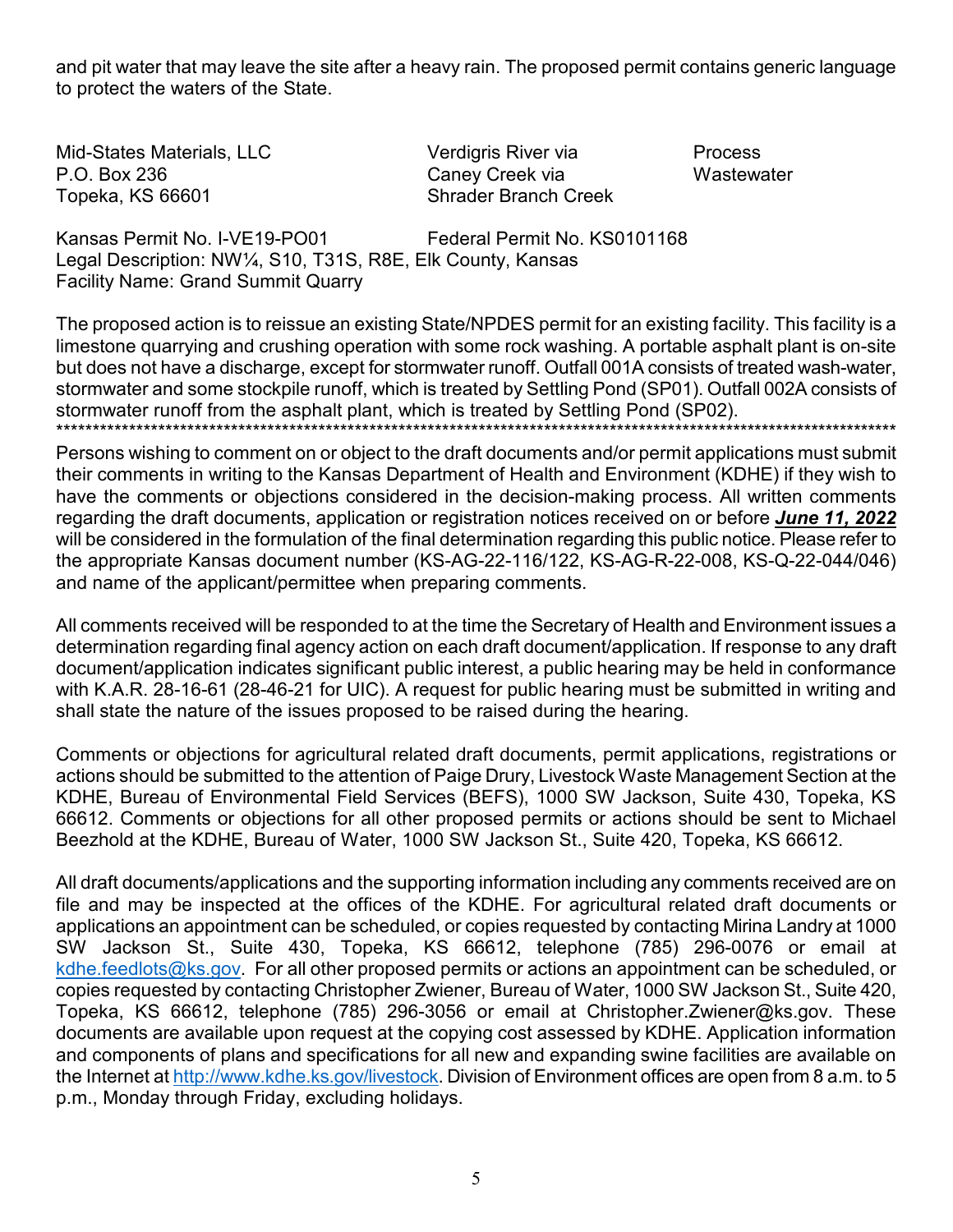and pit water that may leave the site after a heavy rain. The proposed permit contains generic language to protect the waters of the State.

| | | |
|---|---|---|
| Mid-States Materials, LLC<br>P.O. Box 236<br>Topeka, KS 66601 | Verdigris River via<br>Caney Creek via<br>Shrader Branch Creek | Process<br>Wastewater |

Kansas Permit No. I-VE19-PO01 Federal Permit No. KS0101168
Legal Description: NW¼, S10, T31S, R8E, Elk County, Kansas
Facility Name: Grand Summit Quarry

The proposed action is to reissue an existing State/NPDES permit for an existing facility. This facility is a limestone quarrying and crushing operation with some rock washing. A portable asphalt plant is on-site but does not have a discharge, except for stormwater runoff. Outfall 001A consists of treated wash-water, stormwater and some stockpile runoff, which is treated by Settling Pond (SP01). Outfall 002A consists of stormwater runoff from the asphalt plant, which is treated by Settling Pond (SP02).

***********************************************************************************************************************

Persons wishing to comment on or object to the draft documents and/or permit applications must submit their comments in writing to the Kansas Department of Health and Environment (KDHE) if they wish to have the comments or objections considered in the decision-making process. All written comments regarding the draft documents, application or registration notices received on or before ***June 11, 2022*** will be considered in the formulation of the final determination regarding this public notice. Please refer to the appropriate Kansas document number (KS-AG-22-116/122, KS-AG-R-22-008, KS-Q-22-044/046) and name of the applicant/permittee when preparing comments.

All comments received will be responded to at the time the Secretary of Health and Environment issues a determination regarding final agency action on each draft document/application. If response to any draft document/application indicates significant public interest, a public hearing may be held in conformance with K.A.R. 28-16-61 (28-46-21 for UIC). A request for public hearing must be submitted in writing and shall state the nature of the issues proposed to be raised during the hearing.

Comments or objections for agricultural related draft documents, permit applications, registrations or actions should be submitted to the attention of Paige Drury, Livestock Waste Management Section at the KDHE, Bureau of Environmental Field Services (BEFS), 1000 SW Jackson, Suite 430, Topeka, KS 66612. Comments or objections for all other proposed permits or actions should be sent to Michael Beezhold at the KDHE, Bureau of Water, 1000 SW Jackson St., Suite 420, Topeka, KS 66612.

All draft documents/applications and the supporting information including any comments received are on file and may be inspected at the offices of the KDHE. For agricultural related draft documents or applications an appointment can be scheduled, or copies requested by contacting Mirina Landry at 1000 SW Jackson St., Suite 430, Topeka, KS 66612, telephone (785) 296-0076 or email at kdhe.feedlots@ks.gov. For all other proposed permits or actions an appointment can be scheduled, or copies requested by contacting Christopher Zwiener, Bureau of Water, 1000 SW Jackson St., Suite 420, Topeka, KS 66612, telephone (785) 296-3056 or email at Christopher.Zwiener@ks.gov. These documents are available upon request at the copying cost assessed by KDHE. Application information and components of plans and specifications for all new and expanding swine facilities are available on the Internet at http://www.kdhe.ks.gov/livestock. Division of Environment offices are open from 8 a.m. to 5 p.m., Monday through Friday, excluding holidays.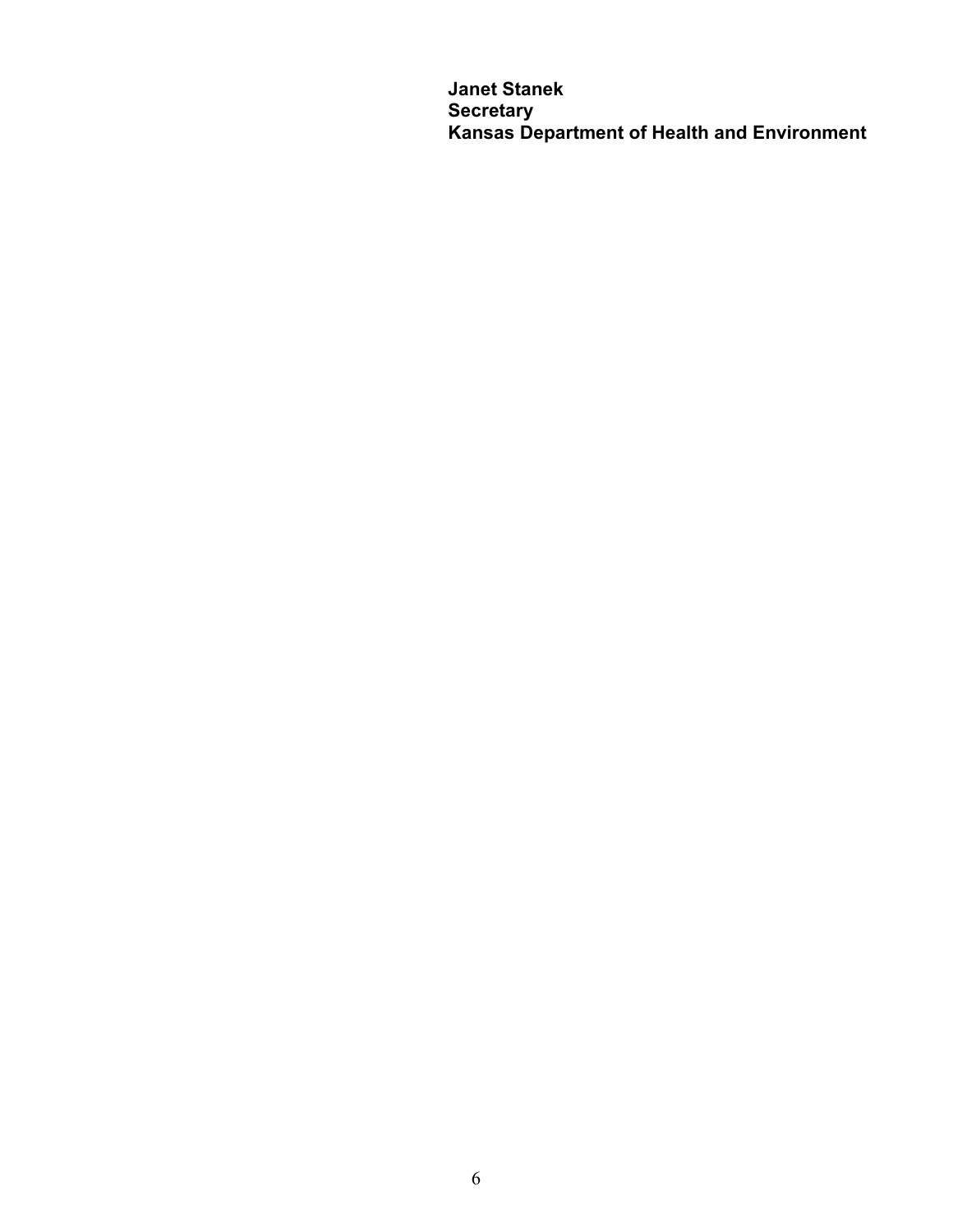**Janet Stanek**
**Secretary**
**Kansas Department of Health and Environment**